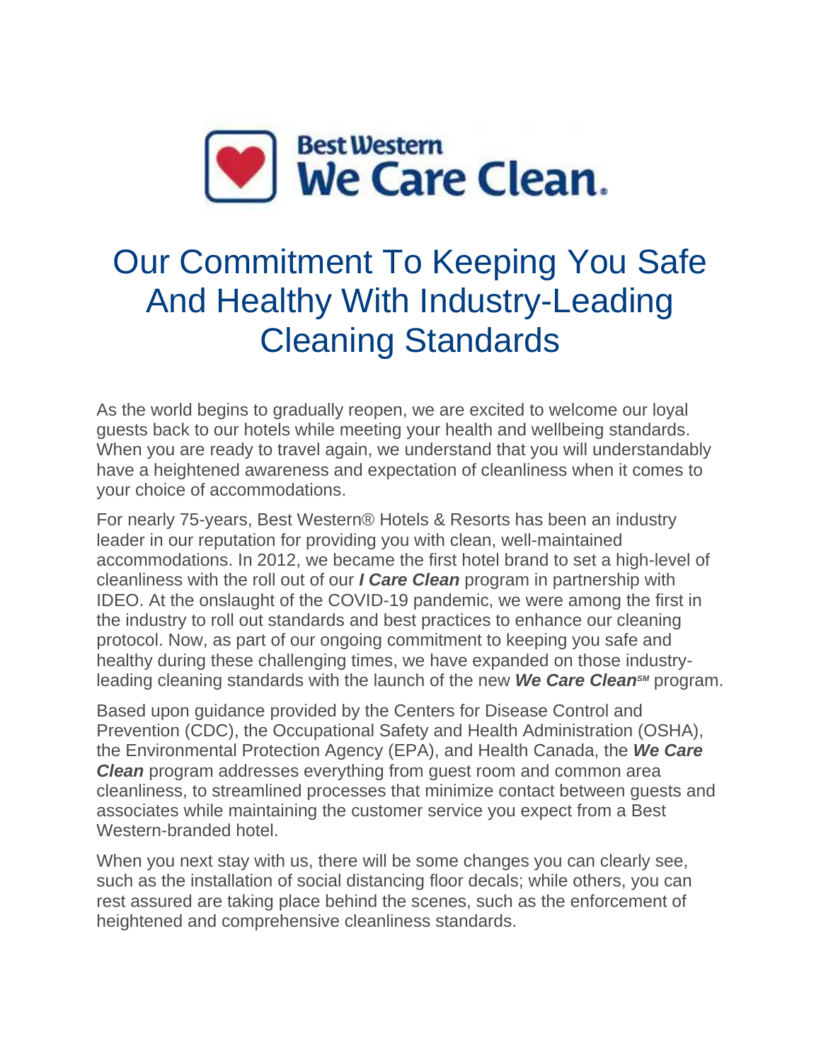Best Western
We Care Clean.

# Our Commitment To Keeping You Safe And Healthy With Industry-Leading Cleaning Standards

As the world begins to gradually reopen, we are excited to welcome our loyal guests back to our hotels while meeting your health and wellbeing standards. When you are ready to travel again, we understand that you will understandably have a heightened awareness and expectation of cleanliness when it comes to your choice of accommodations.

For nearly 75-years, Best Western® Hotels & Resorts has been an industry leader in our reputation for providing you with clean, well-maintained accommodations. In 2012, we became the first hotel brand to set a high-level of cleanliness with the roll out of our ***I Care Clean*** program in partnership with IDEO. At the onslaught of the COVID-19 pandemic, we were among the first in the industry to roll out standards and best practices to enhance our cleaning protocol. Now, as part of our ongoing commitment to keeping you safe and healthy during these challenging times, we have expanded on those industry-leading cleaning standards with the launch of the new ***We Care Clean***℠ program.

Based upon guidance provided by the Centers for Disease Control and Prevention (CDC), the Occupational Safety and Health Administration (OSHA), the Environmental Protection Agency (EPA), and Health Canada, the ***We Care Clean*** program addresses everything from guest room and common area cleanliness, to streamlined processes that minimize contact between guests and associates while maintaining the customer service you expect from a Best Western-branded hotel.

When you next stay with us, there will be some changes you can clearly see, such as the installation of social distancing floor decals; while others, you can rest assured are taking place behind the scenes, such as the enforcement of heightened and comprehensive cleanliness standards.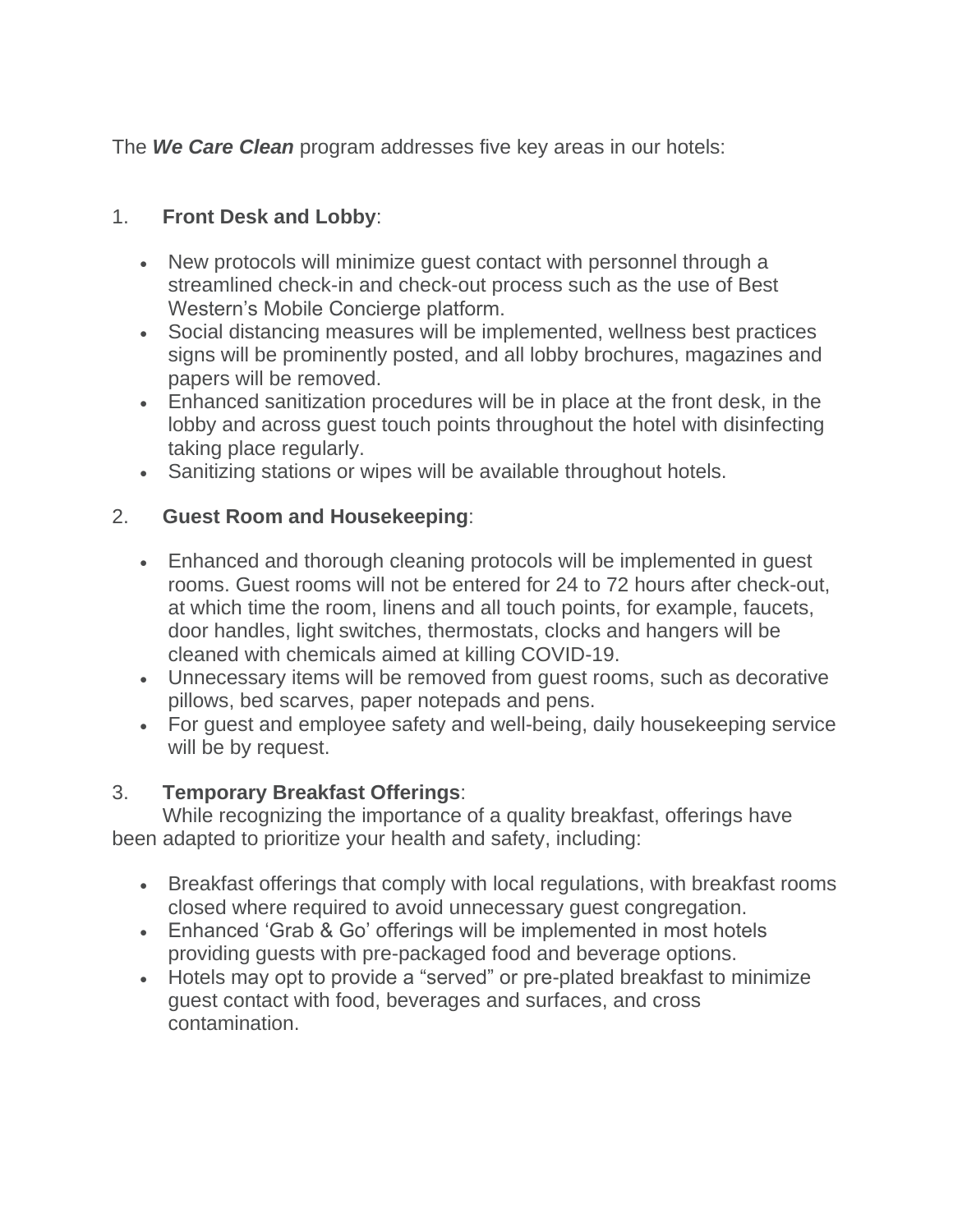The ***We Care Clean*** program addresses five key areas in our hotels:

1. **Front Desk and Lobby**:

   - New protocols will minimize guest contact with personnel through a streamlined check-in and check-out process such as the use of Best Western's Mobile Concierge platform.
   - Social distancing measures will be implemented, wellness best practices signs will be prominently posted, and all lobby brochures, magazines and papers will be removed.
   - Enhanced sanitization procedures will be in place at the front desk, in the lobby and across guest touch points throughout the hotel with disinfecting taking place regularly.
   - Sanitizing stations or wipes will be available throughout hotels.

2. **Guest Room and Housekeeping**:

   - Enhanced and thorough cleaning protocols will be implemented in guest rooms. Guest rooms will not be entered for 24 to 72 hours after check-out, at which time the room, linens and all touch points, for example, faucets, door handles, light switches, thermostats, clocks and hangers will be cleaned with chemicals aimed at killing COVID-19.
   - Unnecessary items will be removed from guest rooms, such as decorative pillows, bed scarves, paper notepads and pens.
   - For guest and employee safety and well-being, daily housekeeping service will be by request.

3. **Temporary Breakfast Offerings**:
   While recognizing the importance of a quality breakfast, offerings have been adapted to prioritize your health and safety, including:

   - Breakfast offerings that comply with local regulations, with breakfast rooms closed where required to avoid unnecessary guest congregation.
   - Enhanced 'Grab & Go' offerings will be implemented in most hotels providing guests with pre-packaged food and beverage options.
   - Hotels may opt to provide a "served" or pre-plated breakfast to minimize guest contact with food, beverages and surfaces, and cross contamination.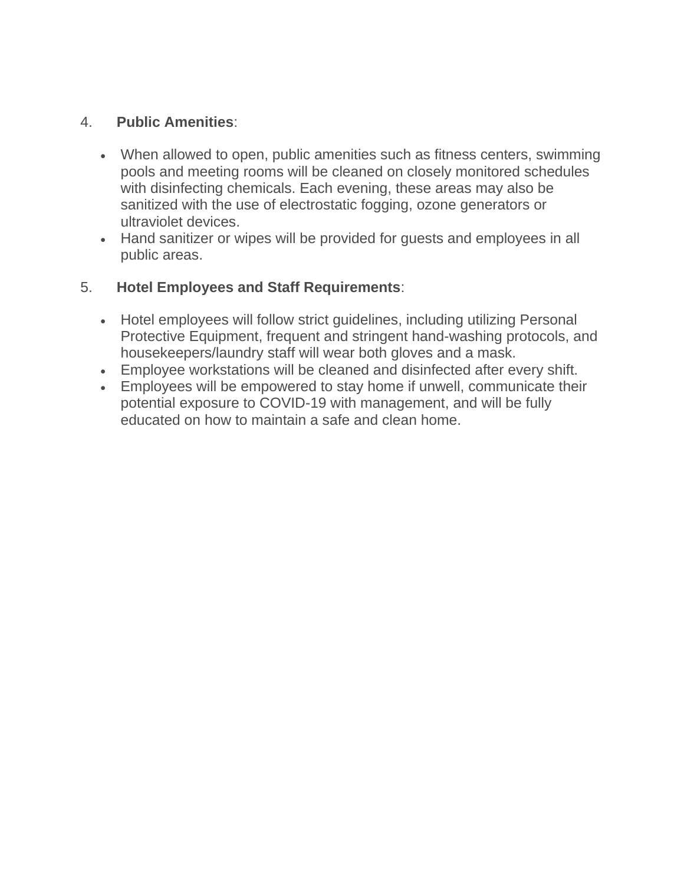4. **Public Amenities**:

- When allowed to open, public amenities such as fitness centers, swimming pools and meeting rooms will be cleaned on closely monitored schedules with disinfecting chemicals. Each evening, these areas may also be sanitized with the use of electrostatic fogging, ozone generators or ultraviolet devices.
- Hand sanitizer or wipes will be provided for guests and employees in all public areas.

5. **Hotel Employees and Staff Requirements**:

- Hotel employees will follow strict guidelines, including utilizing Personal Protective Equipment, frequent and stringent hand-washing protocols, and housekeepers/laundry staff will wear both gloves and a mask.
- Employee workstations will be cleaned and disinfected after every shift.
- Employees will be empowered to stay home if unwell, communicate their potential exposure to COVID-19 with management, and will be fully educated on how to maintain a safe and clean home.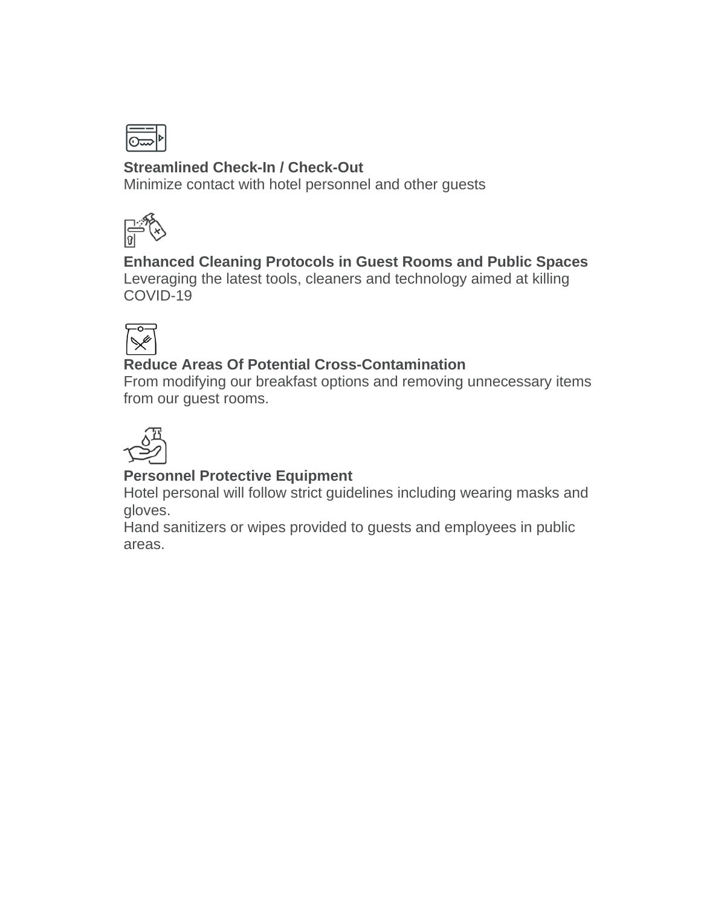**Streamlined Check-In / Check-Out**
Minimize contact with hotel personnel and other guests

**Enhanced Cleaning Protocols in Guest Rooms and Public Spaces**
Leveraging the latest tools, cleaners and technology aimed at killing COVID-19

**Reduce Areas Of Potential Cross-Contamination**
From modifying our breakfast options and removing unnecessary items from our guest rooms.

**Personnel Protective Equipment**
Hotel personal will follow strict guidelines including wearing masks and gloves.
Hand sanitizers or wipes provided to guests and employees in public areas.